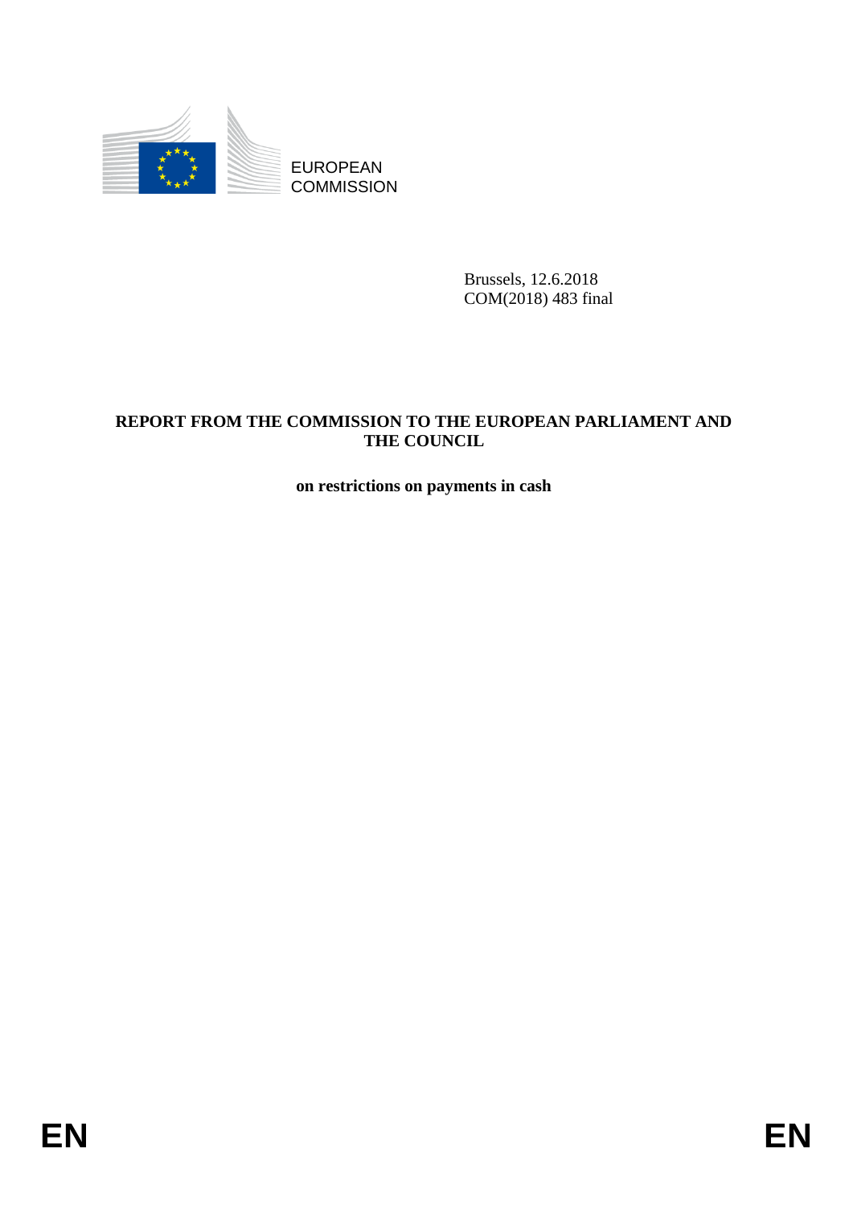EUROPEAN
COMMISSION

Brussels, 12.6.2018
COM(2018) 483 final

**REPORT FROM THE COMMISSION TO THE EUROPEAN PARLIAMENT AND THE COUNCIL**

**on restrictions on payments in cash**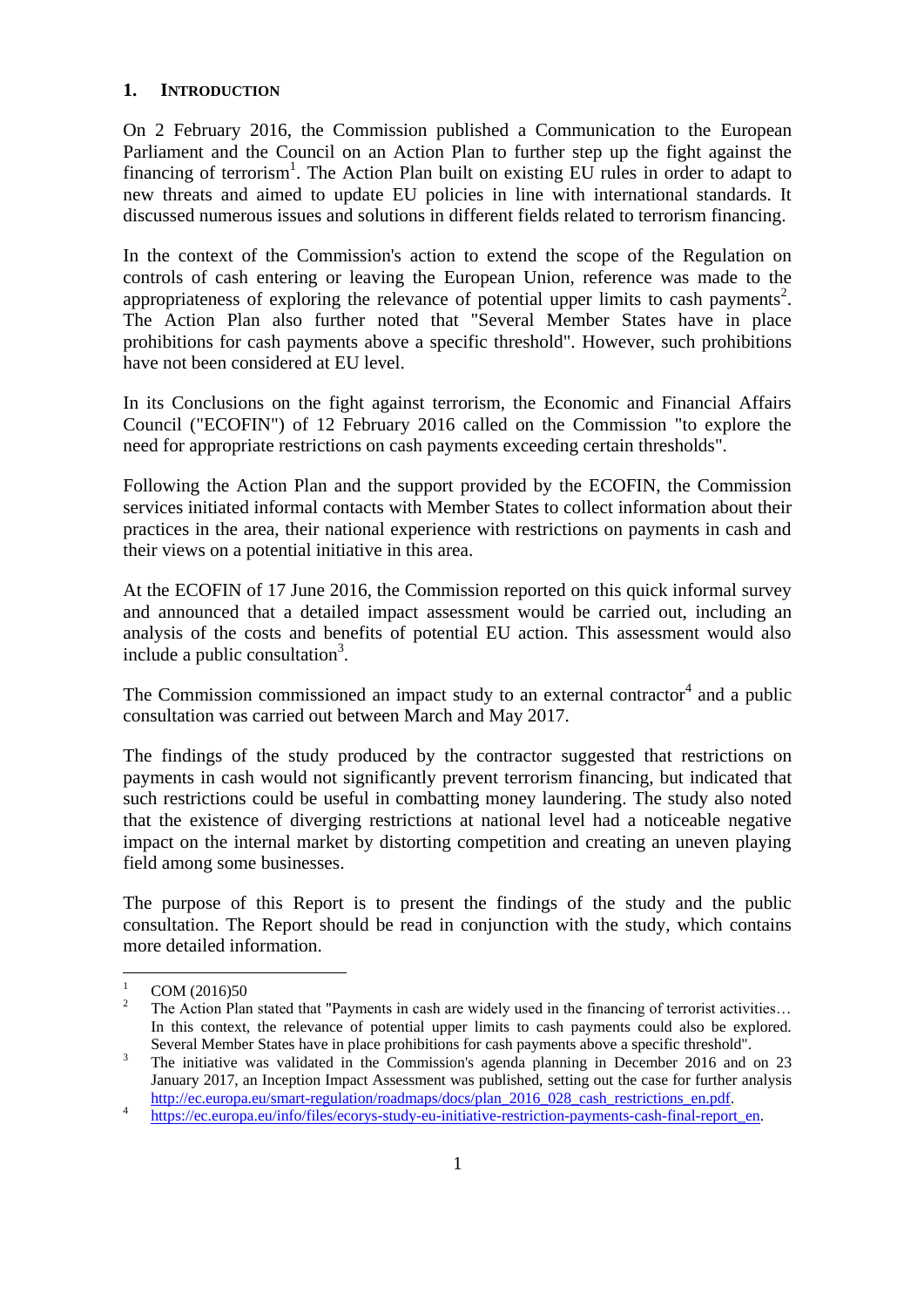## 1. INTRODUCTION

On 2 February 2016, the Commission published a Communication to the European Parliament and the Council on an Action Plan to further step up the fight against the financing of terrorism[1]. The Action Plan built on existing EU rules in order to adapt to new threats and aimed to update EU policies in line with international standards. It discussed numerous issues and solutions in different fields related to terrorism financing.

In the context of the Commission's action to extend the scope of the Regulation on controls of cash entering or leaving the European Union, reference was made to the appropriateness of exploring the relevance of potential upper limits to cash payments[2]. The Action Plan also further noted that "Several Member States have in place prohibitions for cash payments above a specific threshold". However, such prohibitions have not been considered at EU level.

In its Conclusions on the fight against terrorism, the Economic and Financial Affairs Council ("ECOFIN") of 12 February 2016 called on the Commission "to explore the need for appropriate restrictions on cash payments exceeding certain thresholds".

Following the Action Plan and the support provided by the ECOFIN, the Commission services initiated informal contacts with Member States to collect information about their practices in the area, their national experience with restrictions on payments in cash and their views on a potential initiative in this area.

At the ECOFIN of 17 June 2016, the Commission reported on this quick informal survey and announced that a detailed impact assessment would be carried out, including an analysis of the costs and benefits of potential EU action. This assessment would also include a public consultation[3].

The Commission commissioned an impact study to an external contractor[4] and a public consultation was carried out between March and May 2017.

The findings of the study produced by the contractor suggested that restrictions on payments in cash would not significantly prevent terrorism financing, but indicated that such restrictions could be useful in combatting money laundering. The study also noted that the existence of diverging restrictions at national level had a noticeable negative impact on the internal market by distorting competition and creating an uneven playing field among some businesses.

The purpose of this Report is to present the findings of the study and the public consultation. The Report should be read in conjunction with the study, which contains more detailed information.

---

[1] COM (2016)50

[2] The Action Plan stated that "Payments in cash are widely used in the financing of terrorist activities… In this context, the relevance of potential upper limits to cash payments could also be explored. Several Member States have in place prohibitions for cash payments above a specific threshold".

[3] The initiative was validated in the Commission's agenda planning in December 2016 and on 23 January 2017, an Inception Impact Assessment was published, setting out the case for further analysis http://ec.europa.eu/smart-regulation/roadmaps/docs/plan_2016_028_cash_restrictions_en.pdf.

[4] https://ec.europa.eu/info/files/ecorys-study-eu-initiative-restriction-payments-cash-final-report_en.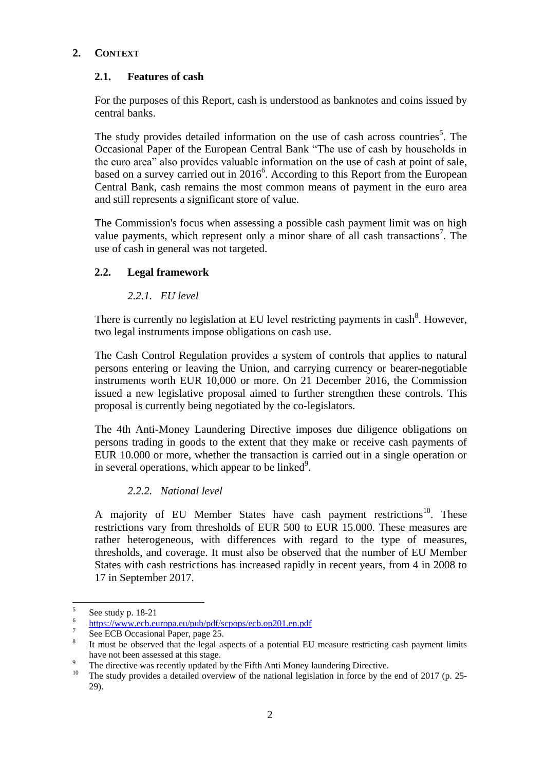## 2. CONTEXT

### 2.1. Features of cash

For the purposes of this Report, cash is understood as banknotes and coins issued by central banks.

The study provides detailed information on the use of cash across countries[5]. The Occasional Paper of the European Central Bank "The use of cash by households in the euro area" also provides valuable information on the use of cash at point of sale, based on a survey carried out in 2016[6]. According to this Report from the European Central Bank, cash remains the most common means of payment in the euro area and still represents a significant store of value.

The Commission's focus when assessing a possible cash payment limit was on high value payments, which represent only a minor share of all cash transactions[7]. The use of cash in general was not targeted.

### 2.2. Legal framework

#### *2.2.1. EU level*

There is currently no legislation at EU level restricting payments in cash[8]. However, two legal instruments impose obligations on cash use.

The Cash Control Regulation provides a system of controls that applies to natural persons entering or leaving the Union, and carrying currency or bearer-negotiable instruments worth EUR 10,000 or more. On 21 December 2016, the Commission issued a new legislative proposal aimed to further strengthen these controls. This proposal is currently being negotiated by the co-legislators.

The 4th Anti-Money Laundering Directive imposes due diligence obligations on persons trading in goods to the extent that they make or receive cash payments of EUR 10.000 or more, whether the transaction is carried out in a single operation or in several operations, which appear to be linked[9].

#### *2.2.2. National level*

A majority of EU Member States have cash payment restrictions[10]. These restrictions vary from thresholds of EUR 500 to EUR 15.000. These measures are rather heterogeneous, with differences with regard to the type of measures, thresholds, and coverage. It must also be observed that the number of EU Member States with cash restrictions has increased rapidly in recent years, from 4 in 2008 to 17 in September 2017.

---

[5] See study p. 18-21

[6] https://www.ecb.europa.eu/pub/pdf/scpops/ecb.op201.en.pdf

[7] See ECB Occasional Paper, page 25.

[8] It must be observed that the legal aspects of a potential EU measure restricting cash payment limits have not been assessed at this stage.

[9] The directive was recently updated by the Fifth Anti Money laundering Directive.

[10] The study provides a detailed overview of the national legislation in force by the end of 2017 (p. 25-29).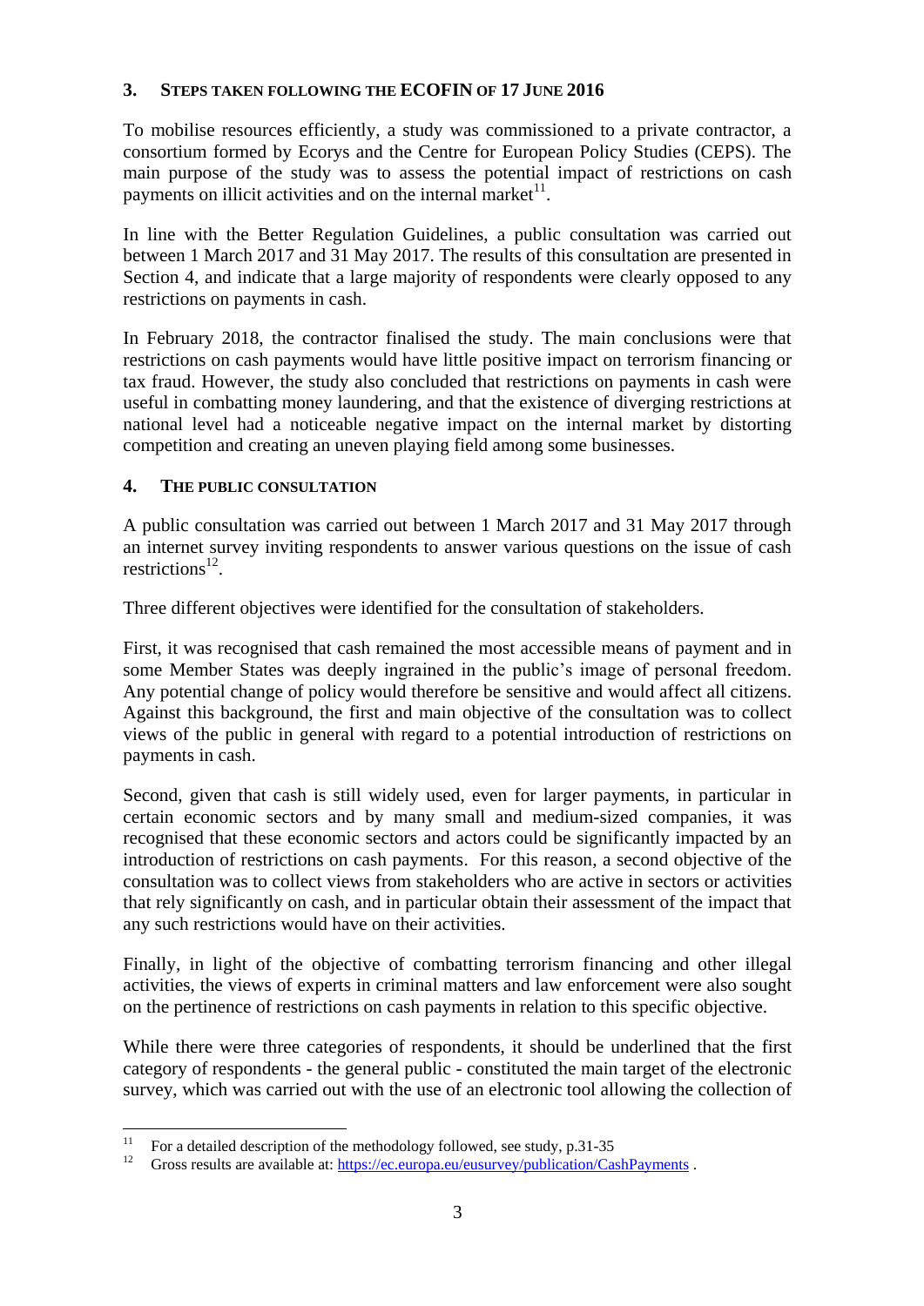## 3. STEPS TAKEN FOLLOWING THE ECOFIN OF 17 JUNE 2016

To mobilise resources efficiently, a study was commissioned to a private contractor, a consortium formed by Ecorys and the Centre for European Policy Studies (CEPS). The main purpose of the study was to assess the potential impact of restrictions on cash payments on illicit activities and on the internal market[11].

In line with the Better Regulation Guidelines, a public consultation was carried out between 1 March 2017 and 31 May 2017. The results of this consultation are presented in Section 4, and indicate that a large majority of respondents were clearly opposed to any restrictions on payments in cash.

In February 2018, the contractor finalised the study. The main conclusions were that restrictions on cash payments would have little positive impact on terrorism financing or tax fraud. However, the study also concluded that restrictions on payments in cash were useful in combatting money laundering, and that the existence of diverging restrictions at national level had a noticeable negative impact on the internal market by distorting competition and creating an uneven playing field among some businesses.

## 4. THE PUBLIC CONSULTATION

A public consultation was carried out between 1 March 2017 and 31 May 2017 through an internet survey inviting respondents to answer various questions on the issue of cash restrictions[12].

Three different objectives were identified for the consultation of stakeholders.

First, it was recognised that cash remained the most accessible means of payment and in some Member States was deeply ingrained in the public's image of personal freedom. Any potential change of policy would therefore be sensitive and would affect all citizens. Against this background, the first and main objective of the consultation was to collect views of the public in general with regard to a potential introduction of restrictions on payments in cash.

Second, given that cash is still widely used, even for larger payments, in particular in certain economic sectors and by many small and medium-sized companies, it was recognised that these economic sectors and actors could be significantly impacted by an introduction of restrictions on cash payments. For this reason, a second objective of the consultation was to collect views from stakeholders who are active in sectors or activities that rely significantly on cash, and in particular obtain their assessment of the impact that any such restrictions would have on their activities.

Finally, in light of the objective of combatting terrorism financing and other illegal activities, the views of experts in criminal matters and law enforcement were also sought on the pertinence of restrictions on cash payments in relation to this specific objective.

While there were three categories of respondents, it should be underlined that the first category of respondents - the general public - constituted the main target of the electronic survey, which was carried out with the use of an electronic tool allowing the collection of

---

[11] For a detailed description of the methodology followed, see study, p.31-35

[12] Gross results are available at: https://ec.europa.eu/eusurvey/publication/CashPayments .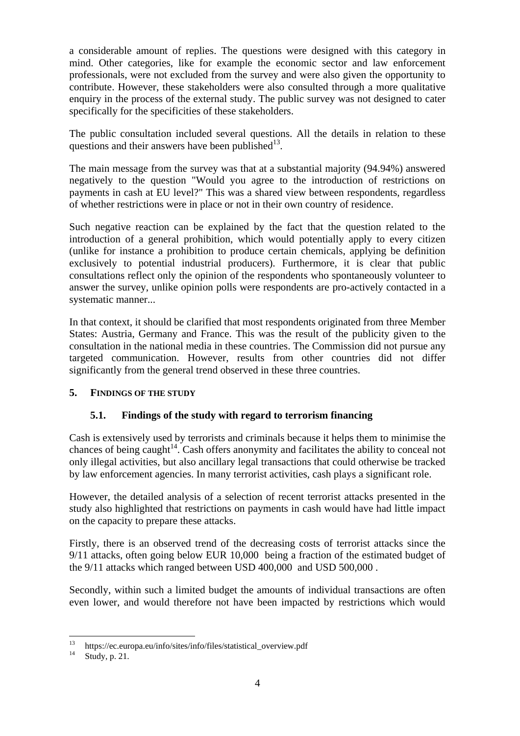a considerable amount of replies. The questions were designed with this category in mind. Other categories, like for example the economic sector and law enforcement professionals, were not excluded from the survey and were also given the opportunity to contribute. However, these stakeholders were also consulted through a more qualitative enquiry in the process of the external study. The public survey was not designed to cater specifically for the specificities of these stakeholders.

The public consultation included several questions. All the details in relation to these questions and their answers have been published[13].

The main message from the survey was that at a substantial majority (94.94%) answered negatively to the question "Would you agree to the introduction of restrictions on payments in cash at EU level?" This was a shared view between respondents, regardless of whether restrictions were in place or not in their own country of residence.

Such negative reaction can be explained by the fact that the question related to the introduction of a general prohibition, which would potentially apply to every citizen (unlike for instance a prohibition to produce certain chemicals, applying be definition exclusively to potential industrial producers). Furthermore, it is clear that public consultations reflect only the opinion of the respondents who spontaneously volunteer to answer the survey, unlike opinion polls were respondents are pro-actively contacted in a systematic manner...

In that context, it should be clarified that most respondents originated from three Member States: Austria, Germany and France. This was the result of the publicity given to the consultation in the national media in these countries. The Commission did not pursue any targeted communication. However, results from other countries did not differ significantly from the general trend observed in these three countries.

## 5. FINDINGS OF THE STUDY

### 5.1. Findings of the study with regard to terrorism financing

Cash is extensively used by terrorists and criminals because it helps them to minimise the chances of being caught[14]. Cash offers anonymity and facilitates the ability to conceal not only illegal activities, but also ancillary legal transactions that could otherwise be tracked by law enforcement agencies. In many terrorist activities, cash plays a significant role.

However, the detailed analysis of a selection of recent terrorist attacks presented in the study also highlighted that restrictions on payments in cash would have had little impact on the capacity to prepare these attacks.

Firstly, there is an observed trend of the decreasing costs of terrorist attacks since the 9/11 attacks, often going below EUR 10,000 being a fraction of the estimated budget of the 9/11 attacks which ranged between USD 400,000 and USD 500,000 .

Secondly, within such a limited budget the amounts of individual transactions are often even lower, and would therefore not have been impacted by restrictions which would

---

[13] https://ec.europa.eu/info/sites/info/files/statistical_overview.pdf

[14] Study, p. 21.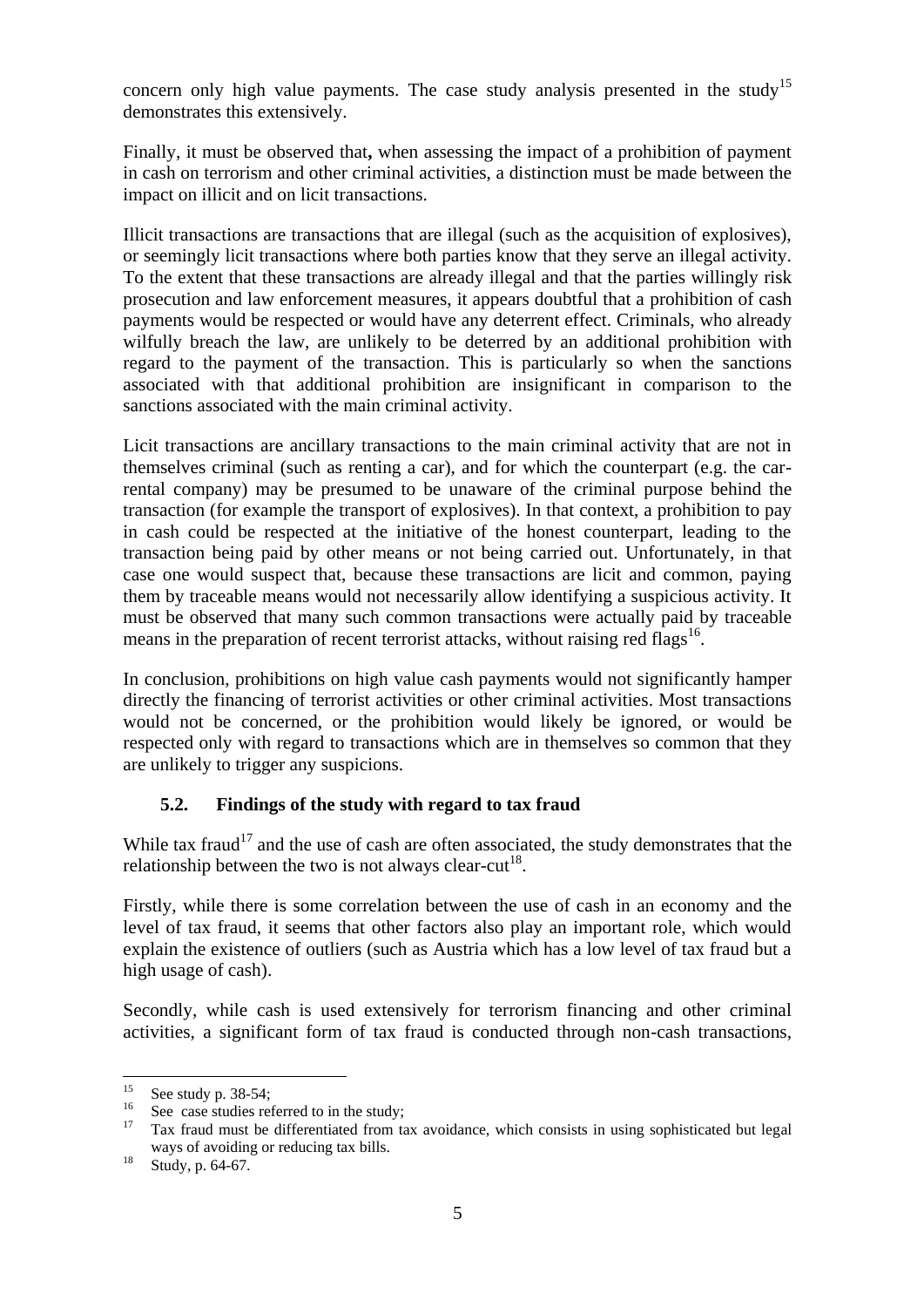concern only high value payments. The case study analysis presented in the study[15] demonstrates this extensively.

Finally, it must be observed that**,** when assessing the impact of a prohibition of payment in cash on terrorism and other criminal activities, a distinction must be made between the impact on illicit and on licit transactions.

Illicit transactions are transactions that are illegal (such as the acquisition of explosives), or seemingly licit transactions where both parties know that they serve an illegal activity. To the extent that these transactions are already illegal and that the parties willingly risk prosecution and law enforcement measures, it appears doubtful that a prohibition of cash payments would be respected or would have any deterrent effect. Criminals, who already wilfully breach the law, are unlikely to be deterred by an additional prohibition with regard to the payment of the transaction. This is particularly so when the sanctions associated with that additional prohibition are insignificant in comparison to the sanctions associated with the main criminal activity.

Licit transactions are ancillary transactions to the main criminal activity that are not in themselves criminal (such as renting a car), and for which the counterpart (e.g. the car-rental company) may be presumed to be unaware of the criminal purpose behind the transaction (for example the transport of explosives). In that context, a prohibition to pay in cash could be respected at the initiative of the honest counterpart, leading to the transaction being paid by other means or not being carried out. Unfortunately, in that case one would suspect that, because these transactions are licit and common, paying them by traceable means would not necessarily allow identifying a suspicious activity. It must be observed that many such common transactions were actually paid by traceable means in the preparation of recent terrorist attacks, without raising red flags[16].

In conclusion, prohibitions on high value cash payments would not significantly hamper directly the financing of terrorist activities or other criminal activities. Most transactions would not be concerned, or the prohibition would likely be ignored, or would be respected only with regard to transactions which are in themselves so common that they are unlikely to trigger any suspicions.

### 5.2. Findings of the study with regard to tax fraud

While tax fraud[17] and the use of cash are often associated, the study demonstrates that the relationship between the two is not always clear-cut[18].

Firstly, while there is some correlation between the use of cash in an economy and the level of tax fraud, it seems that other factors also play an important role, which would explain the existence of outliers (such as Austria which has a low level of tax fraud but a high usage of cash).

Secondly, while cash is used extensively for terrorism financing and other criminal activities, a significant form of tax fraud is conducted through non-cash transactions,

---

[15] See study p. 38-54;

[16] See case studies referred to in the study;

[17] Tax fraud must be differentiated from tax avoidance, which consists in using sophisticated but legal ways of avoiding or reducing tax bills.

[18] Study, p. 64-67.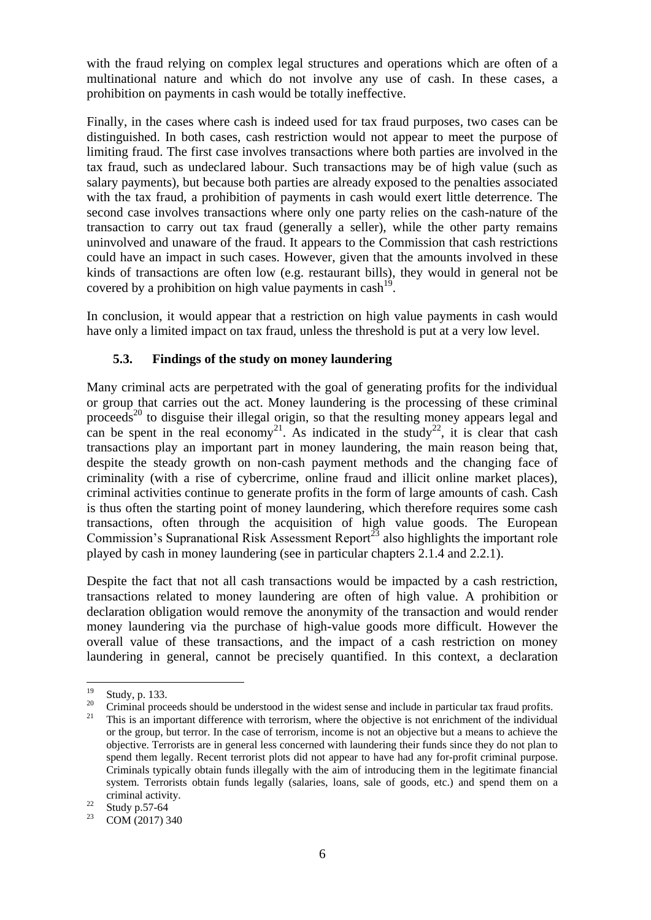with the fraud relying on complex legal structures and operations which are often of a multinational nature and which do not involve any use of cash. In these cases, a prohibition on payments in cash would be totally ineffective.

Finally, in the cases where cash is indeed used for tax fraud purposes, two cases can be distinguished. In both cases, cash restriction would not appear to meet the purpose of limiting fraud. The first case involves transactions where both parties are involved in the tax fraud, such as undeclared labour. Such transactions may be of high value (such as salary payments), but because both parties are already exposed to the penalties associated with the tax fraud, a prohibition of payments in cash would exert little deterrence. The second case involves transactions where only one party relies on the cash-nature of the transaction to carry out tax fraud (generally a seller), while the other party remains uninvolved and unaware of the fraud. It appears to the Commission that cash restrictions could have an impact in such cases. However, given that the amounts involved in these kinds of transactions are often low (e.g. restaurant bills), they would in general not be covered by a prohibition on high value payments in cash[19].

In conclusion, it would appear that a restriction on high value payments in cash would have only a limited impact on tax fraud, unless the threshold is put at a very low level.

### 5.3. Findings of the study on money laundering

Many criminal acts are perpetrated with the goal of generating profits for the individual or group that carries out the act. Money laundering is the processing of these criminal proceeds[20] to disguise their illegal origin, so that the resulting money appears legal and can be spent in the real economy[21]. As indicated in the study[22], it is clear that cash transactions play an important part in money laundering, the main reason being that, despite the steady growth on non-cash payment methods and the changing face of criminality (with a rise of cybercrime, online fraud and illicit online market places), criminal activities continue to generate profits in the form of large amounts of cash. Cash is thus often the starting point of money laundering, which therefore requires some cash transactions, often through the acquisition of high value goods. The European Commission's Supranational Risk Assessment Report[23] also highlights the important role played by cash in money laundering (see in particular chapters 2.1.4 and 2.2.1).

Despite the fact that not all cash transactions would be impacted by a cash restriction, transactions related to money laundering are often of high value. A prohibition or declaration obligation would remove the anonymity of the transaction and would render money laundering via the purchase of high-value goods more difficult. However the overall value of these transactions, and the impact of a cash restriction on money laundering in general, cannot be precisely quantified. In this context, a declaration

---

[19] Study, p. 133.

[20] Criminal proceeds should be understood in the widest sense and include in particular tax fraud profits.

[21] This is an important difference with terrorism, where the objective is not enrichment of the individual or the group, but terror. In the case of terrorism, income is not an objective but a means to achieve the objective. Terrorists are in general less concerned with laundering their funds since they do not plan to spend them legally. Recent terrorist plots did not appear to have had any for-profit criminal purpose. Criminals typically obtain funds illegally with the aim of introducing them in the legitimate financial system. Terrorists obtain funds legally (salaries, loans, sale of goods, etc.) and spend them on a criminal activity.

[22] Study p.57-64

[23] COM (2017) 340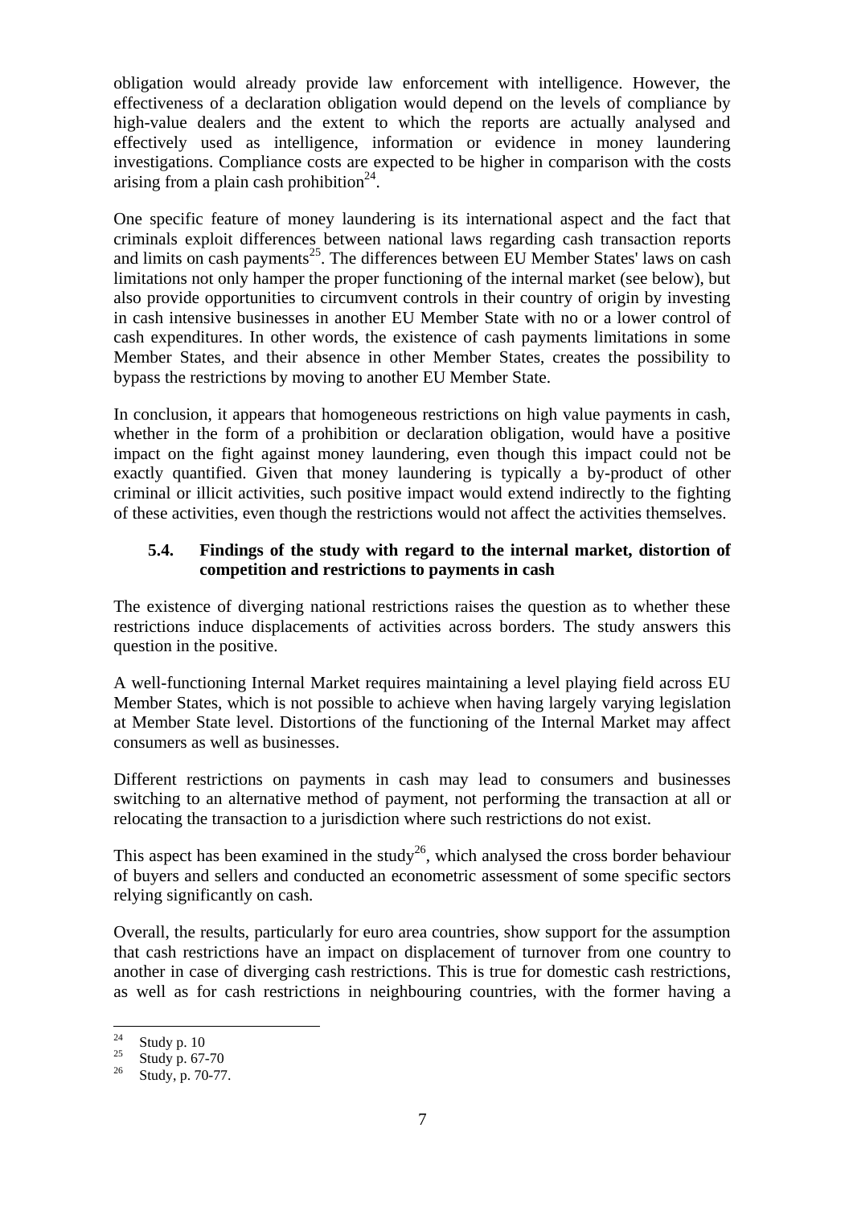obligation would already provide law enforcement with intelligence. However, the effectiveness of a declaration obligation would depend on the levels of compliance by high-value dealers and the extent to which the reports are actually analysed and effectively used as intelligence, information or evidence in money laundering investigations. Compliance costs are expected to be higher in comparison with the costs arising from a plain cash prohibition[24].

One specific feature of money laundering is its international aspect and the fact that criminals exploit differences between national laws regarding cash transaction reports and limits on cash payments[25]. The differences between EU Member States' laws on cash limitations not only hamper the proper functioning of the internal market (see below), but also provide opportunities to circumvent controls in their country of origin by investing in cash intensive businesses in another EU Member State with no or a lower control of cash expenditures. In other words, the existence of cash payments limitations in some Member States, and their absence in other Member States, creates the possibility to bypass the restrictions by moving to another EU Member State.

In conclusion, it appears that homogeneous restrictions on high value payments in cash, whether in the form of a prohibition or declaration obligation, would have a positive impact on the fight against money laundering, even though this impact could not be exactly quantified. Given that money laundering is typically a by-product of other criminal or illicit activities, such positive impact would extend indirectly to the fighting of these activities, even though the restrictions would not affect the activities themselves.

### 5.4. Findings of the study with regard to the internal market, distortion of competition and restrictions to payments in cash

The existence of diverging national restrictions raises the question as to whether these restrictions induce displacements of activities across borders. The study answers this question in the positive.

A well-functioning Internal Market requires maintaining a level playing field across EU Member States, which is not possible to achieve when having largely varying legislation at Member State level. Distortions of the functioning of the Internal Market may affect consumers as well as businesses.

Different restrictions on payments in cash may lead to consumers and businesses switching to an alternative method of payment, not performing the transaction at all or relocating the transaction to a jurisdiction where such restrictions do not exist.

This aspect has been examined in the study[26], which analysed the cross border behaviour of buyers and sellers and conducted an econometric assessment of some specific sectors relying significantly on cash.

Overall, the results, particularly for euro area countries, show support for the assumption that cash restrictions have an impact on displacement of turnover from one country to another in case of diverging cash restrictions. This is true for domestic cash restrictions, as well as for cash restrictions in neighbouring countries, with the former having a

---

[24] Study p. 10

[25] Study p. 67-70

[26] Study, p. 70-77.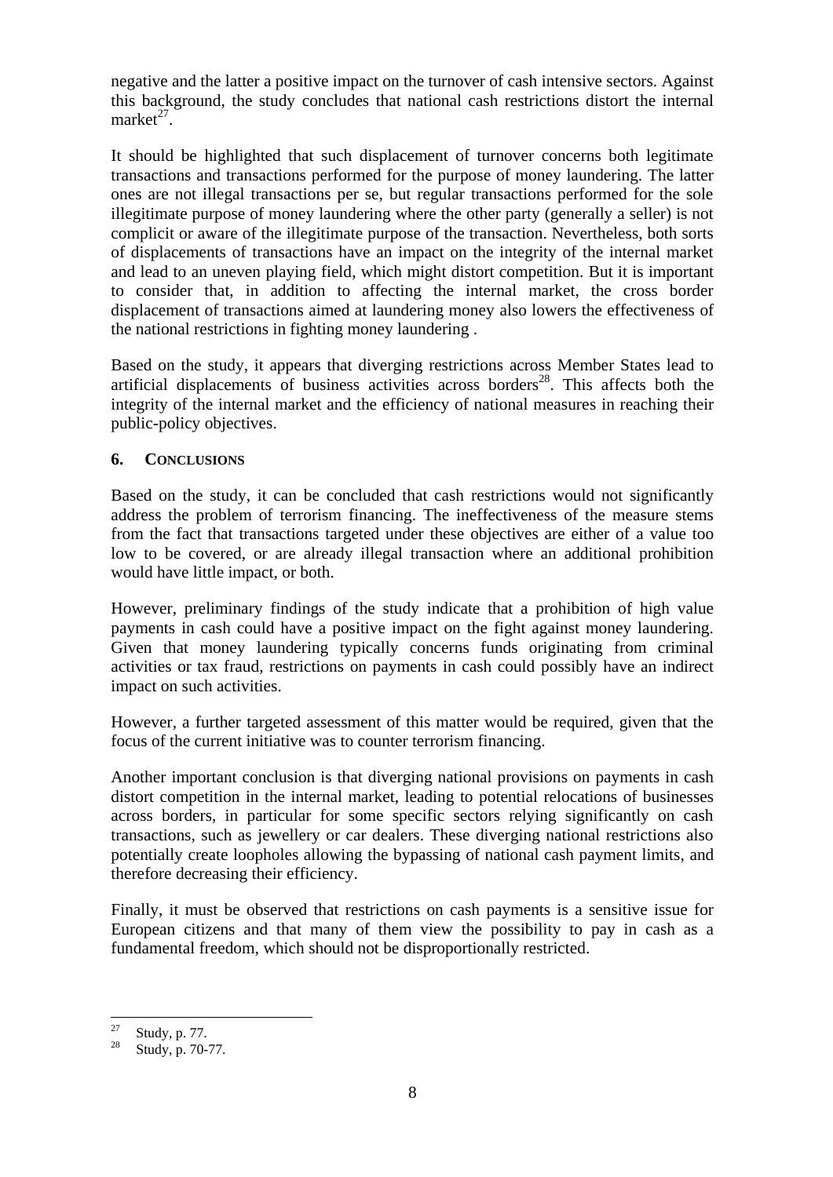negative and the latter a positive impact on the turnover of cash intensive sectors. Against this background, the study concludes that national cash restrictions distort the internal market[27].

It should be highlighted that such displacement of turnover concerns both legitimate transactions and transactions performed for the purpose of money laundering. The latter ones are not illegal transactions per se, but regular transactions performed for the sole illegitimate purpose of money laundering where the other party (generally a seller) is not complicit or aware of the illegitimate purpose of the transaction. Nevertheless, both sorts of displacements of transactions have an impact on the integrity of the internal market and lead to an uneven playing field, which might distort competition. But it is important to consider that, in addition to affecting the internal market, the cross border displacement of transactions aimed at laundering money also lowers the effectiveness of the national restrictions in fighting money laundering .

Based on the study, it appears that diverging restrictions across Member States lead to artificial displacements of business activities across borders[28]. This affects both the integrity of the internal market and the efficiency of national measures in reaching their public-policy objectives.

## 6. CONCLUSIONS

Based on the study, it can be concluded that cash restrictions would not significantly address the problem of terrorism financing. The ineffectiveness of the measure stems from the fact that transactions targeted under these objectives are either of a value too low to be covered, or are already illegal transaction where an additional prohibition would have little impact, or both.

However, preliminary findings of the study indicate that a prohibition of high value payments in cash could have a positive impact on the fight against money laundering. Given that money laundering typically concerns funds originating from criminal activities or tax fraud, restrictions on payments in cash could possibly have an indirect impact on such activities.

However, a further targeted assessment of this matter would be required, given that the focus of the current initiative was to counter terrorism financing.

Another important conclusion is that diverging national provisions on payments in cash distort competition in the internal market, leading to potential relocations of businesses across borders, in particular for some specific sectors relying significantly on cash transactions, such as jewellery or car dealers. These diverging national restrictions also potentially create loopholes allowing the bypassing of national cash payment limits, and therefore decreasing their efficiency.

Finally, it must be observed that restrictions on cash payments is a sensitive issue for European citizens and that many of them view the possibility to pay in cash as a fundamental freedom, which should not be disproportionally restricted.

---

[27] Study, p. 77.

[28] Study, p. 70-77.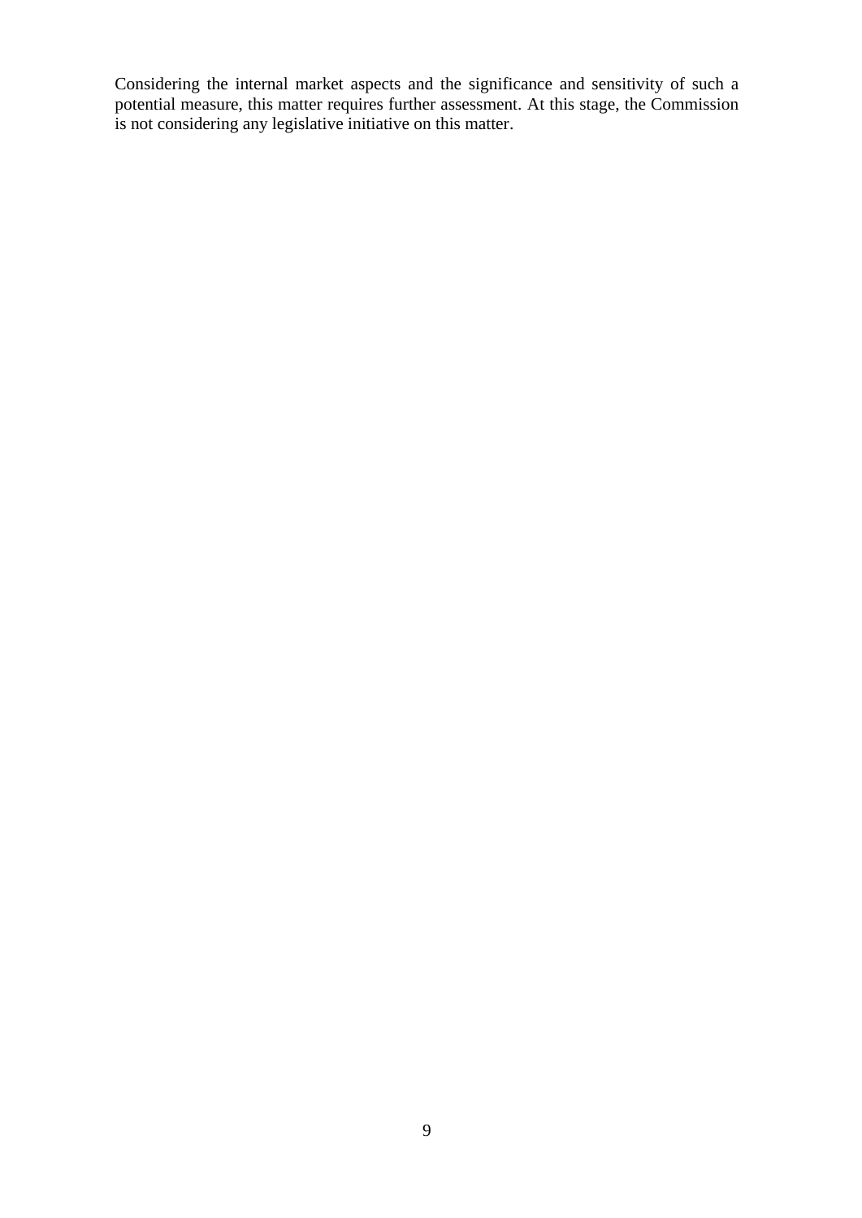Considering the internal market aspects and the significance and sensitivity of such a potential measure, this matter requires further assessment. At this stage, the Commission is not considering any legislative initiative on this matter.